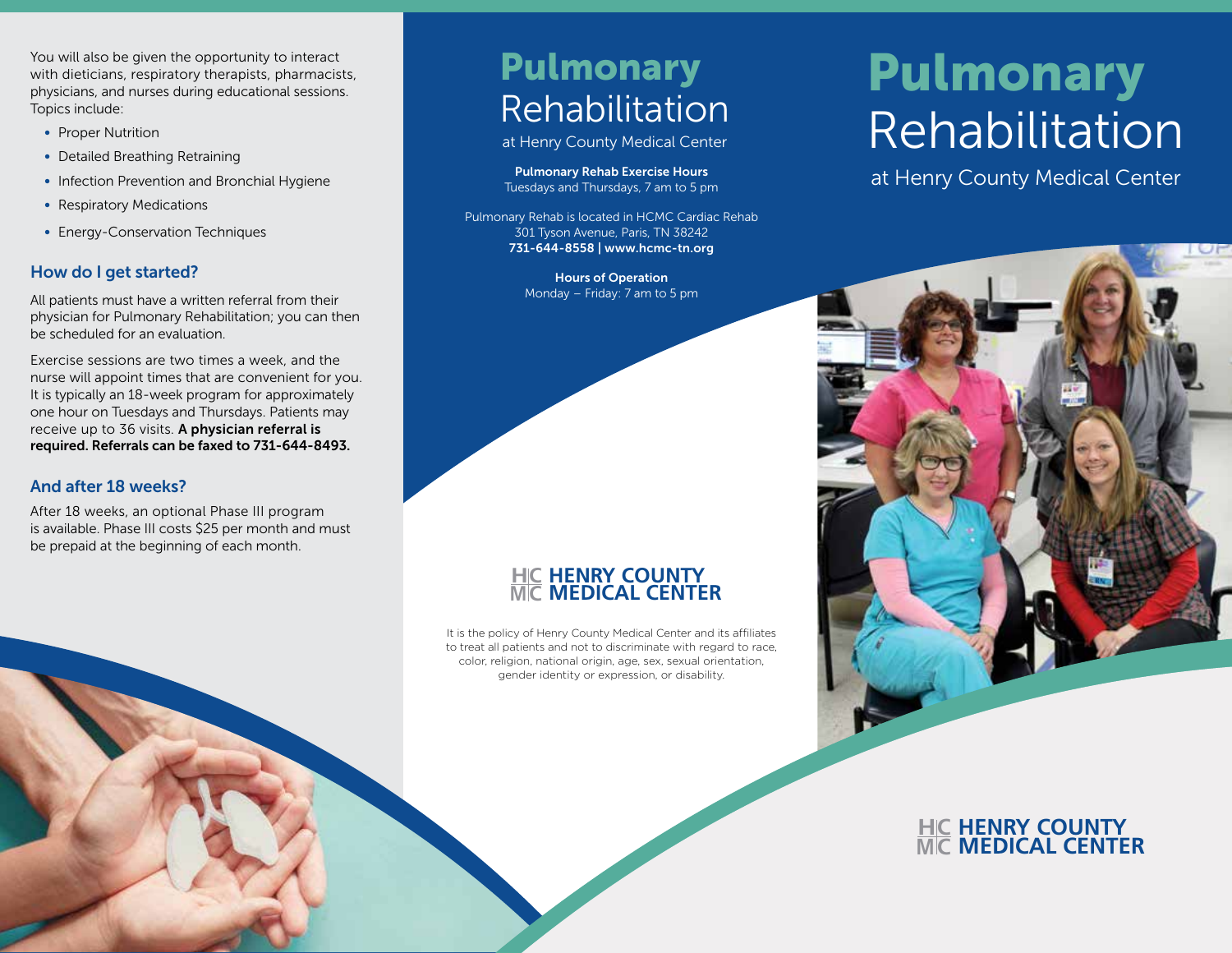You will also be given the opportunity to interact with dieticians, respiratory therapists, pharmacists, physicians, and nurses during educational sessions. Topics include:

- Proper Nutrition
- Detailed Breathing Retraining
- Infection Prevention and Bronchial Hygiene
- Respiratory Medications
- Energy-Conservation Techniques

## How do I get started?

All patients must have a written referral from their physician for Pulmonary Rehabilitation; you can then be scheduled for an evaluation.

Exercise sessions are two times a week, and the nurse will appoint times that are convenient for you. It is typically an 18-week program for approximately one hour on Tuesdays and Thursdays. Patients may receive up to 36 visits. **A physician referral is required. Referrals can be faxed to 731-644-8493.**

## And after 18 weeks?

After 18 weeks, an optional Phase III program is available. Phase III costs $25 per month and must be prepaid at the beginning of each month.

# Pulmonary Rehabilitation

at Henry County Medical Center

**Pulmonary Rehab Exercise Hours**
Tuesdays and Thursdays, 7 am to 5 pm

Pulmonary Rehab is located in HCMC Cardiac Rehab
301 Tyson Avenue, Paris, TN 38242
**731-644-8558 | www.hcmc-tn.org**

**Hours of Operation**
Monday – Friday: 7 am to 5 pm

**HENRY COUNTY MEDICAL CENTER**

It is the policy of Henry County Medical Center and its affiliates to treat all patients and not to discriminate with regard to race, color, religion, national origin, age, sex, sexual orientation, gender identity or expression, or disability.

# Pulmonary Rehabilitation

at Henry County Medical Center

**HENRY COUNTY MEDICAL CENTER**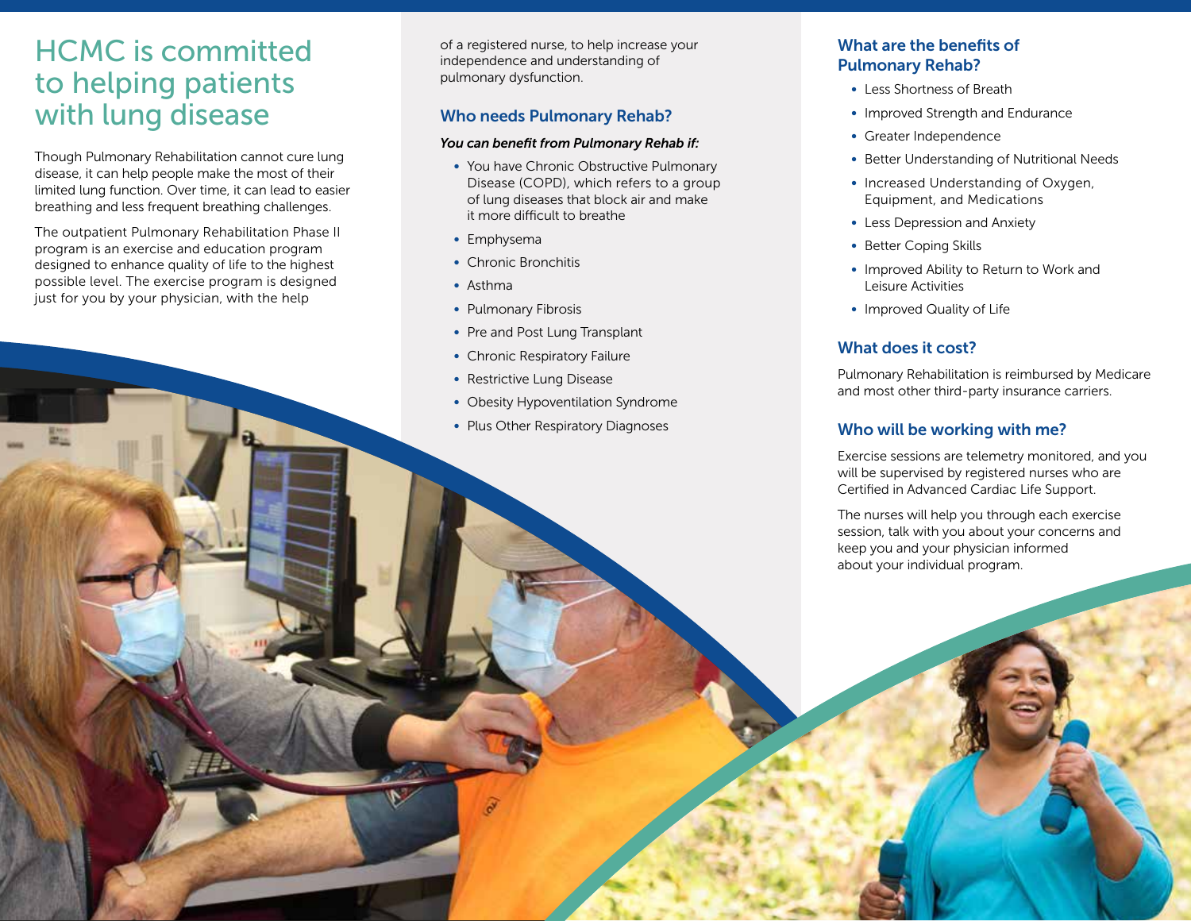# HCMC is committed to helping patients with lung disease

Though Pulmonary Rehabilitation cannot cure lung disease, it can help people make the most of their limited lung function. Over time, it can lead to easier breathing and less frequent breathing challenges.

The outpatient Pulmonary Rehabilitation Phase II program is an exercise and education program designed to enhance quality of life to the highest possible level. The exercise program is designed just for you by your physician, with the help of a registered nurse, to help increase your independence and understanding of pulmonary dysfunction.

## Who needs Pulmonary Rehab?

***You can benefit from Pulmonary Rehab if:***

- You have Chronic Obstructive Pulmonary Disease (COPD), which refers to a group of lung diseases that block air and make it more difficult to breathe
- Emphysema
- Chronic Bronchitis
- Asthma
- Pulmonary Fibrosis
- Pre and Post Lung Transplant
- Chronic Respiratory Failure
- Restrictive Lung Disease
- Obesity Hypoventilation Syndrome
- Plus Other Respiratory Diagnoses

## What are the benefits of Pulmonary Rehab?

- Less Shortness of Breath
- Improved Strength and Endurance
- Greater Independence
- Better Understanding of Nutritional Needs
- Increased Understanding of Oxygen, Equipment, and Medications
- Less Depression and Anxiety
- Better Coping Skills
- Improved Ability to Return to Work and Leisure Activities
- Improved Quality of Life

## What does it cost?

Pulmonary Rehabilitation is reimbursed by Medicare and most other third-party insurance carriers.

## Who will be working with me?

Exercise sessions are telemetry monitored, and you will be supervised by registered nurses who are Certified in Advanced Cardiac Life Support.

The nurses will help you through each exercise session, talk with you about your concerns and keep you and your physician informed about your individual program.